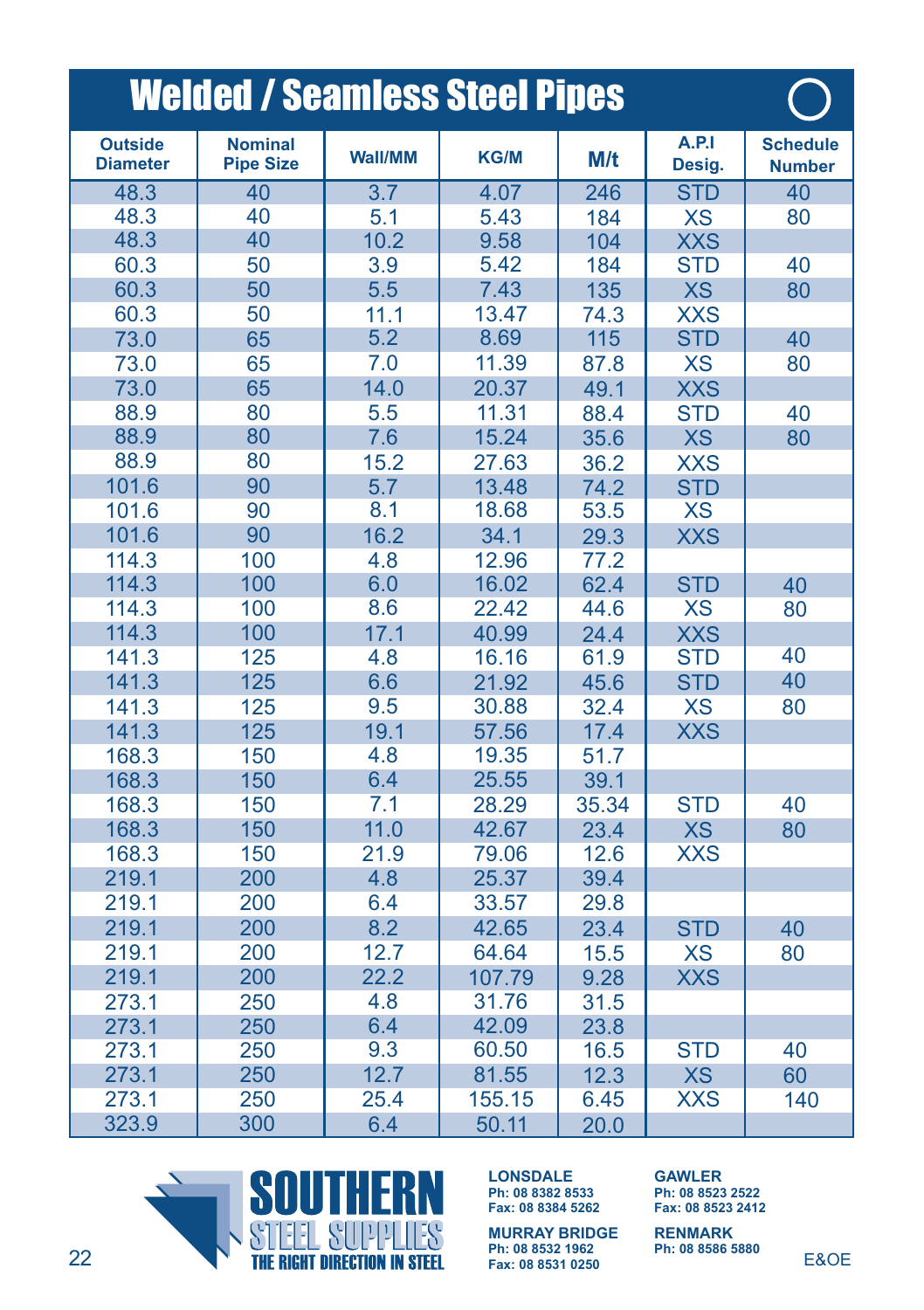# Welded / Seamless Steel Pipes

| Outside Diameter | Nominal Pipe Size | Wall/MM | KG/M | M/t | A.P.I Desig. | Schedule Number |
|---|---|---|---|---|---|---|
| 48.3 | 40 | 3.7 | 4.07 | 246 | STD | 40 |
| 48.3 | 40 | 5.1 | 5.43 | 184 | XS | 80 |
| 48.3 | 40 | 10.2 | 9.58 | 104 | XXS | |
| 60.3 | 50 | 3.9 | 5.42 | 184 | STD | 40 |
| 60.3 | 50 | 5.5 | 7.43 | 135 | XS | 80 |
| 60.3 | 50 | 11.1 | 13.47 | 74.3 | XXS | |
| 73.0 | 65 | 5.2 | 8.69 | 115 | STD | 40 |
| 73.0 | 65 | 7.0 | 11.39 | 87.8 | XS | 80 |
| 73.0 | 65 | 14.0 | 20.37 | 49.1 | XXS | |
| 88.9 | 80 | 5.5 | 11.31 | 88.4 | STD | 40 |
| 88.9 | 80 | 7.6 | 15.24 | 35.6 | XS | 80 |
| 88.9 | 80 | 15.2 | 27.63 | 36.2 | XXS | |
| 101.6 | 90 | 5.7 | 13.48 | 74.2 | STD | |
| 101.6 | 90 | 8.1 | 18.68 | 53.5 | XS | |
| 101.6 | 90 | 16.2 | 34.1 | 29.3 | XXS | |
| 114.3 | 100 | 4.8 | 12.96 | 77.2 | | |
| 114.3 | 100 | 6.0 | 16.02 | 62.4 | STD | 40 |
| 114.3 | 100 | 8.6 | 22.42 | 44.6 | XS | 80 |
| 114.3 | 100 | 17.1 | 40.99 | 24.4 | XXS | |
| 141.3 | 125 | 4.8 | 16.16 | 61.9 | STD | 40 |
| 141.3 | 125 | 6.6 | 21.92 | 45.6 | STD | 40 |
| 141.3 | 125 | 9.5 | 30.88 | 32.4 | XS | 80 |
| 141.3 | 125 | 19.1 | 57.56 | 17.4 | XXS | |
| 168.3 | 150 | 4.8 | 19.35 | 51.7 | | |
| 168.3 | 150 | 6.4 | 25.55 | 39.1 | | |
| 168.3 | 150 | 7.1 | 28.29 | 35.34 | STD | 40 |
| 168.3 | 150 | 11.0 | 42.67 | 23.4 | XS | 80 |
| 168.3 | 150 | 21.9 | 79.06 | 12.6 | XXS | |
| 219.1 | 200 | 4.8 | 25.37 | 39.4 | | |
| 219.1 | 200 | 6.4 | 33.57 | 29.8 | | |
| 219.1 | 200 | 8.2 | 42.65 | 23.4 | STD | 40 |
| 219.1 | 200 | 12.7 | 64.64 | 15.5 | XS | 80 |
| 219.1 | 200 | 22.2 | 107.79 | 9.28 | XXS | |
| 273.1 | 250 | 4.8 | 31.76 | 31.5 | | |
| 273.1 | 250 | 6.4 | 42.09 | 23.8 | | |
| 273.1 | 250 | 9.3 | 60.50 | 16.5 | STD | 40 |
| 273.1 | 250 | 12.7 | 81.55 | 12.3 | XS | 60 |
| 273.1 | 250 | 25.4 | 155.15 | 6.45 | XXS | 140 |
| 323.9 | 300 | 6.4 | 50.11 | 20.0 | | |

**SOUTHERN STEEL SUPPLIES**
THE RIGHT DIRECTION IN STEEL

**LONSDALE**
Ph: 08 8382 8533
Fax: 08 8384 5262

**MURRAY BRIDGE**
Ph: 08 8532 1962
Fax: 08 8531 0250

**GAWLER**
Ph: 08 8523 2522
Fax: 08 8523 2412

**RENMARK**
Ph: 08 8586 5880

E&OE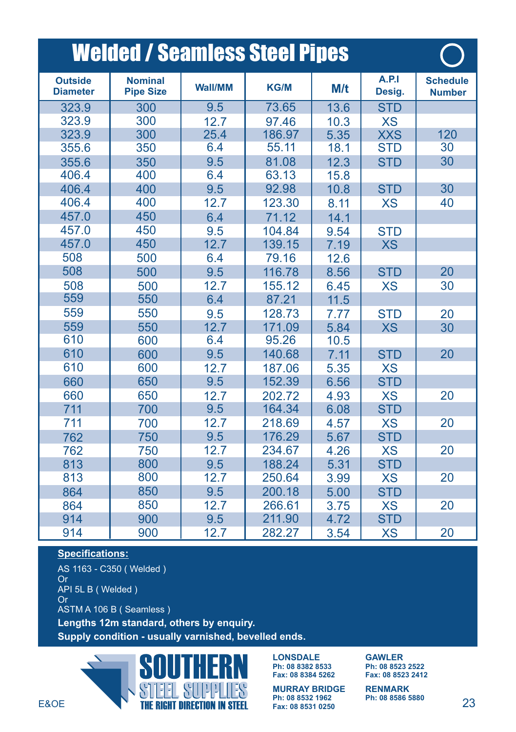# Welded / Seamless Steel Pipes

| Outside Diameter | Nominal Pipe Size | Wall/MM | KG/M | M/t | A.P.I Desig. | Schedule Number |
|---|---|---|---|---|---|---|
| 323.9 | 300 | 9.5 | 73.65 | 13.6 | STD | |
| 323.9 | 300 | 12.7 | 97.46 | 10.3 | XS | |
| 323.9 | 300 | 25.4 | 186.97 | 5.35 | XXS | 120 |
| 355.6 | 350 | 6.4 | 55.11 | 18.1 | STD | 30 |
| 355.6 | 350 | 9.5 | 81.08 | 12.3 | STD | 30 |
| 406.4 | 400 | 6.4 | 63.13 | 15.8 | | |
| 406.4 | 400 | 9.5 | 92.98 | 10.8 | STD | 30 |
| 406.4 | 400 | 12.7 | 123.30 | 8.11 | XS | 40 |
| 457.0 | 450 | 6.4 | 71.12 | 14.1 | | |
| 457.0 | 450 | 9.5 | 104.84 | 9.54 | STD | |
| 457.0 | 450 | 12.7 | 139.15 | 7.19 | XS | |
| 508 | 500 | 6.4 | 79.16 | 12.6 | | |
| 508 | 500 | 9.5 | 116.78 | 8.56 | STD | 20 |
| 508 | 500 | 12.7 | 155.12 | 6.45 | XS | 30 |
| 559 | 550 | 6.4 | 87.21 | 11.5 | | |
| 559 | 550 | 9.5 | 128.73 | 7.77 | STD | 20 |
| 559 | 550 | 12.7 | 171.09 | 5.84 | XS | 30 |
| 610 | 600 | 6.4 | 95.26 | 10.5 | | |
| 610 | 600 | 9.5 | 140.68 | 7.11 | STD | 20 |
| 610 | 600 | 12.7 | 187.06 | 5.35 | XS | |
| 660 | 650 | 9.5 | 152.39 | 6.56 | STD | |
| 660 | 650 | 12.7 | 202.72 | 4.93 | XS | 20 |
| 711 | 700 | 9.5 | 164.34 | 6.08 | STD | |
| 711 | 700 | 12.7 | 218.69 | 4.57 | XS | 20 |
| 762 | 750 | 9.5 | 176.29 | 5.67 | STD | |
| 762 | 750 | 12.7 | 234.67 | 4.26 | XS | 20 |
| 813 | 800 | 9.5 | 188.24 | 5.31 | STD | |
| 813 | 800 | 12.7 | 250.64 | 3.99 | XS | 20 |
| 864 | 850 | 9.5 | 200.18 | 5.00 | STD | |
| 864 | 850 | 12.7 | 266.61 | 3.75 | XS | 20 |
| 914 | 900 | 9.5 | 211.90 | 4.72 | STD | |
| 914 | 900 | 12.7 | 282.27 | 3.54 | XS | 20 |

**Specifications:**

AS 1163 - C350 ( Welded )
Or
API 5L B ( Welded )
Or
ASTM A 106 B ( Seamless )

**Lengths 12m standard, others by enquiry.**

**Supply condition - usually varnished, bevelled ends.**

SOUTHERN STEEL SUPPLIES
THE RIGHT DIRECTION IN STEEL

**LONSDALE**
Ph: 08 8382 8533
Fax: 08 8384 5262

**MURRAY BRIDGE**
Ph: 08 8532 1962
Fax: 08 8531 0250

**GAWLER**
Ph: 08 8523 2522
Fax: 08 8523 2412

**RENMARK**
Ph: 08 8586 5880

E&OE